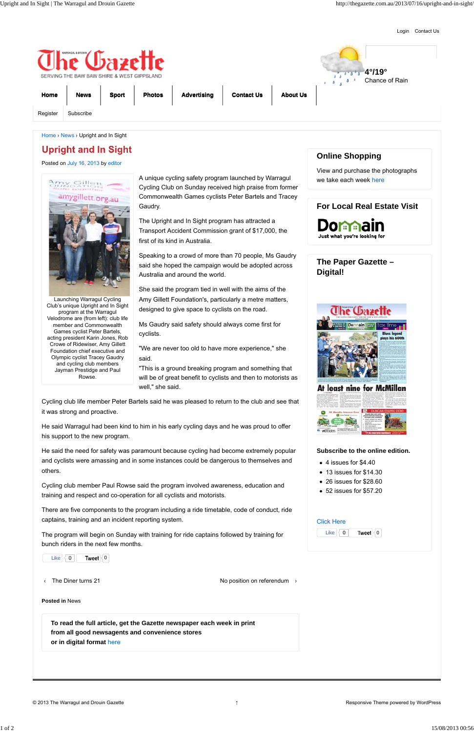Login | Contact Us

The Gazette — SERVING THE BAW BAW SHIRE & WEST GIPPSLAND

4°/19°
Chance of Rain

Home | News | Sport | Photos | Advertising | Contact Us | About Us

Register | Subscribe

Home › News › Upright and In Sight

# Upright and In Sight

Posted on July 16, 2013 by editor

Launching Warragul Cycling Club's unique Upright and In Sight program at the Warragul Velodrome are (from left): club life member and Commonwealth Games cyclist Peter Bartels, acting president Karin Jones, Rob Crowe of Ridewiser, Amy Gillett Foundation chief executive and Olympic cyclist Tracey Gaudry and cycling club members Jayman Prestidge and Paul Rowse.

A unique cycling safety program launched by Warragul Cycling Club on Sunday received high praise from former Commonwealth Games cyclists Peter Bartels and Tracey Gaudry.

The Upright and In Sight program has attracted a Transport Accident Commission grant of $17,000, the first of its kind in Australia.

Speaking to a crowd of more than 70 people, Ms Gaudry said she hoped the campaign would be adopted across Australia and around the world.

She said the program tied in well with the aims of the Amy Gillett Foundation's, particularly a metre matters, designed to give space to cyclists on the road.

Ms Gaudry said safety should always come first for cyclists.

"We are never too old to have more experience," she said.

"This is a ground breaking program and something that will be of great benefit to cyclists and then to motorists as well," she said.

Cycling club life member Peter Bartels said he was pleased to return to the club and see that it was strong and proactive.

He said Warragul had been kind to him in his early cycling days and he was proud to offer his support to the new program.

He said the need for safety was paramount because cycling had become extremely popular and cyclists were amassing and in some instances could be dangerous to themselves and others.

Cycling club member Paul Rowse said the program involved awareness, education and training and respect and co-operation for all cyclists and motorists.

There are five components to the program including a ride timetable, code of conduct, ride captains, training and an incident reporting system.

The program will begin on Sunday with training for ride captains followed by training for bunch riders in the next few months.

Like 0 | Tweet 0

‹ The Diner turns 21 | No position on referendum ›

**Posted in** News

**To read the full article, get the Gazette newspaper each week in print from all good newsagents and convenience stores or in digital format** here

## Online Shopping

View and purchase the photographs we take each week here

## For Local Real Estate Visit

Domain — Just what you're looking for

## The Paper Gazette – Digital!

**Subscribe to the online edition.**

- 4 issues for $4.40
- 13 issues for $14.30
- 26 issues for $28.60
- 52 issues for $57.20

Click Here

Like 0 | Tweet 0

© 2013 The Warragul and Drouin Gazette | ↑ | Responsive Theme powered by WordPress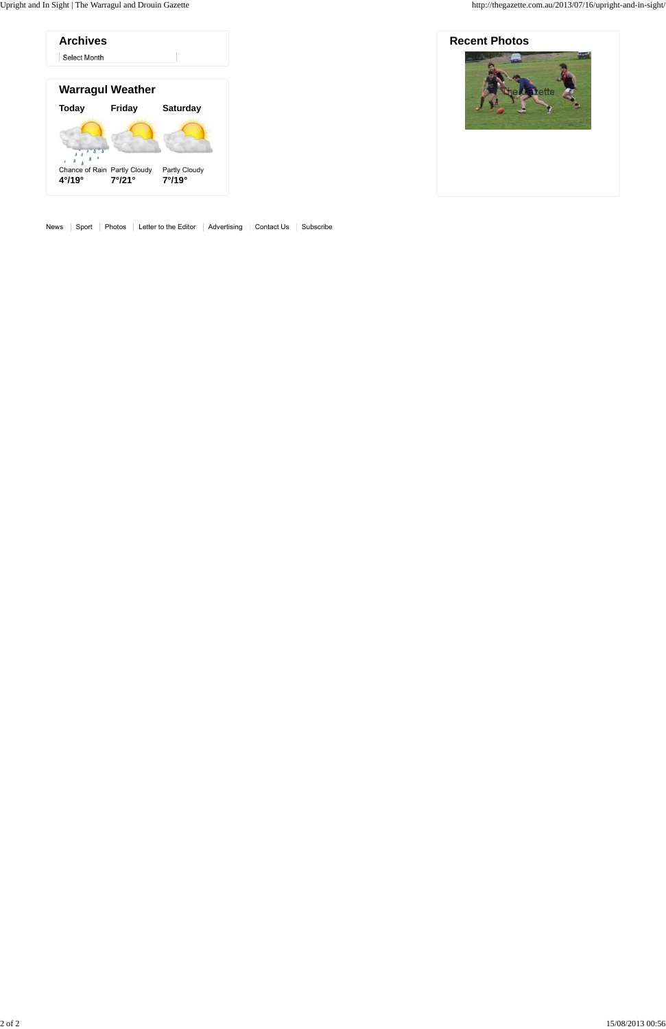## Archives

Select Month

## Warragul Weather

| Today | Friday | Saturday |
|---|---|---|
| Chance of Rain | Partly Cloudy | Partly Cloudy |
| **4°/19°** | **7°/21°** | **7°/19°** |

## Recent Photos

News | Sport | Photos | Letter to the Editor | Advertising | Contact Us | Subscribe